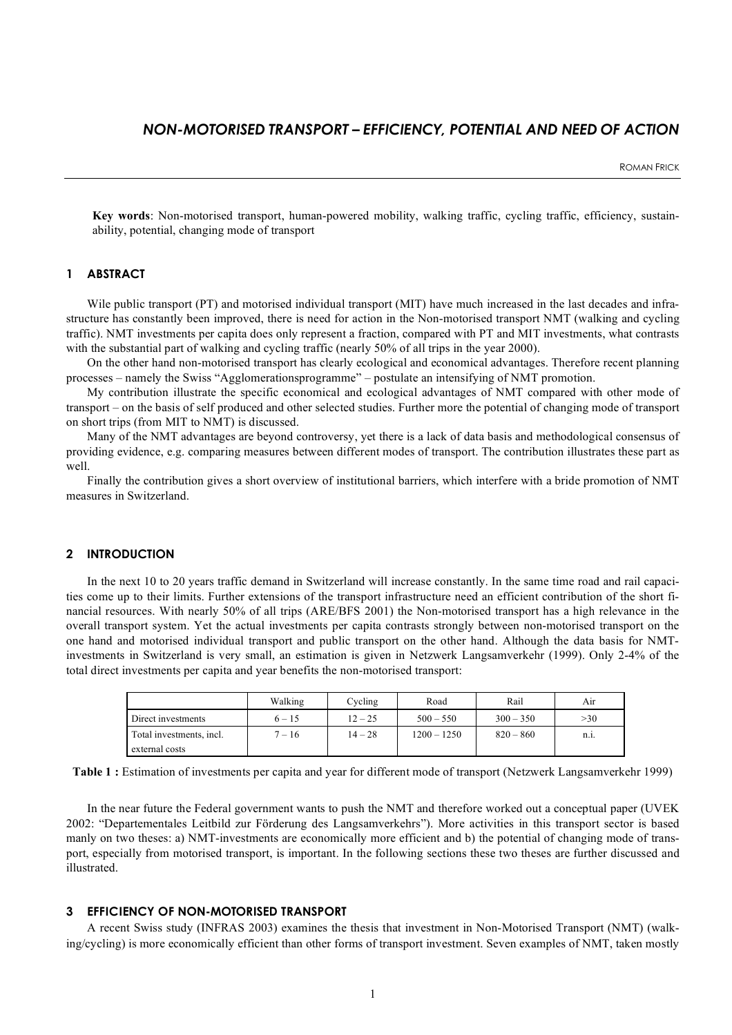# NON-MOTORISED TRANSPORT – EFFICIENCY, POTENTIAL AND NEED OF ACTION

ROMAN FRICK

**Key words**: Non-motorised transport, human-powered mobility, walking traffic, cycling traffic, efficiency, sustainability, potential, changing mode of transport

## 1 ABSTRACT

Wile public transport (PT) and motorised individual transport (MIT) have much increased in the last decades and infrastructure has constantly been improved, there is need for action in the Non-motorised transport NMT (walking and cycling traffic). NMT investments per capita does only represent a fraction, compared with PT and MIT investments, what contrasts with the substantial part of walking and cycling traffic (nearly 50% of all trips in the year 2000).

On the other hand non-motorised transport has clearly ecological and economical advantages. Therefore recent planning processes – namely the Swiss "Agglomerationsprogramme" – postulate an intensifying of NMT promotion.

My contribution illustrate the specific economical and ecological advantages of NMT compared with other mode of transport – on the basis of self produced and other selected studies. Further more the potential of changing mode of transport on short trips (from MIT to NMT) is discussed.

Many of the NMT advantages are beyond controversy, yet there is a lack of data basis and methodological consensus of providing evidence, e.g. comparing measures between different modes of transport. The contribution illustrates these part as well.

Finally the contribution gives a short overview of institutional barriers, which interfere with a bride promotion of NMT measures in Switzerland.

## 2 INTRODUCTION

In the next 10 to 20 years traffic demand in Switzerland will increase constantly. In the same time road and rail capacities come up to their limits. Further extensions of the transport infrastructure need an efficient contribution of the short financial resources. With nearly 50% of all trips (ARE/BFS 2001) the Non-motorised transport has a high relevance in the overall transport system. Yet the actual investments per capita contrasts strongly between non-motorised transport on the one hand and motorised individual transport and public transport on the other hand. Although the data basis for NMT-investments in Switzerland is very small, an estimation is given in Netzwerk Langsamverkehr (1999). Only 2-4% of the total direct investments per capita and year benefits the non-motorised transport:

| | Walking | Cycling | Road | Rail | Air |
|---|---|---|---|---|---|
| Direct investments | 6 – 15 | 12 – 25 | 500 – 550 | 300 – 350 | >30 |
| Total investments, incl. external costs | 7 – 16 | 14 – 28 | 1200 – 1250 | 820 – 860 | n.i. |

**Table 1 :** Estimation of investments per capita and year for different mode of transport (Netzwerk Langsamverkehr 1999)

In the near future the Federal government wants to push the NMT and therefore worked out a conceptual paper (UVEK 2002: "Departementales Leitbild zur Förderung des Langsamverkehrs"). More activities in this transport sector is based manly on two theses: a) NMT-investments are economically more efficient and b) the potential of changing mode of transport, especially from motorised transport, is important. In the following sections these two theses are further discussed and illustrated.

## 3 EFFICIENCY OF NON-MOTORISED TRANSPORT

A recent Swiss study (INFRAS 2003) examines the thesis that investment in Non-Motorised Transport (NMT) (walking/cycling) is more economically efficient than other forms of transport investment. Seven examples of NMT, taken mostly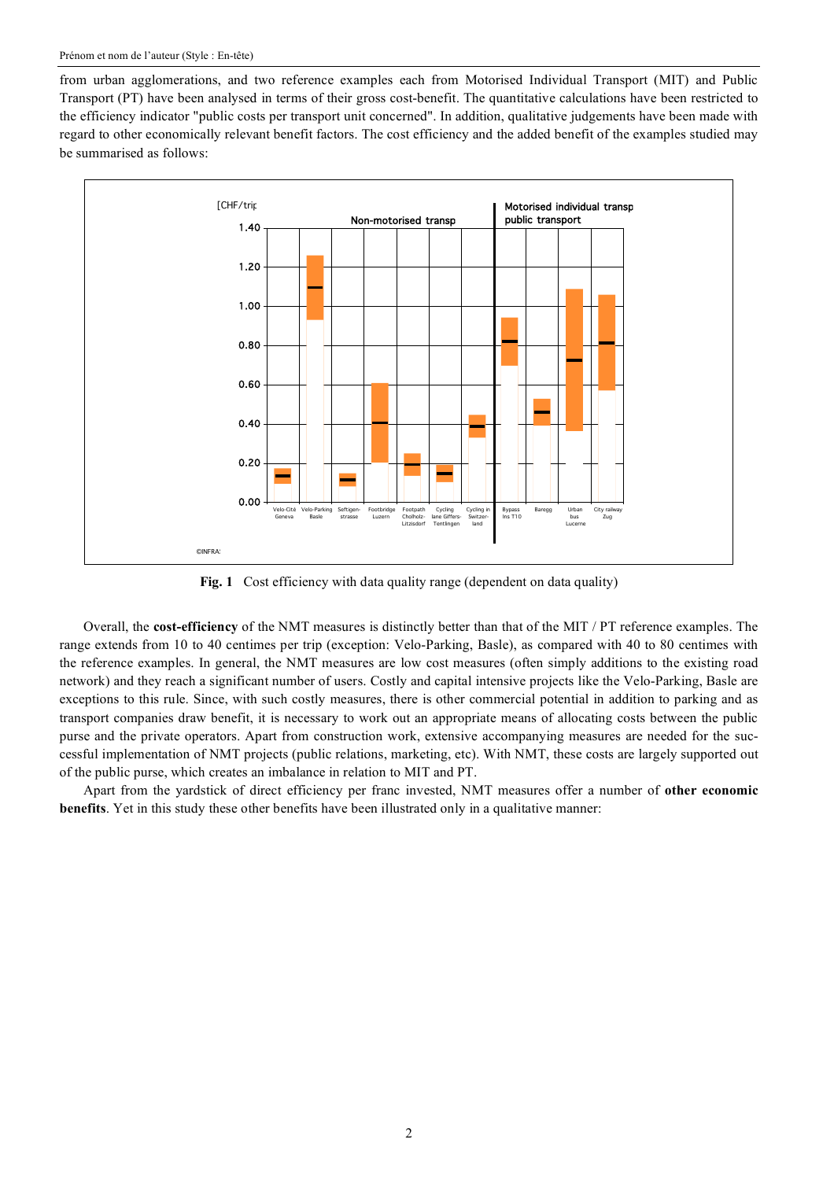from urban agglomerations, and two reference examples each from Motorised Individual Transport (MIT) and Public Transport (PT) have been analysed in terms of their gross cost-benefit. The quantitative calculations have been restricted to the efficiency indicator "public costs per transport unit concerned". In addition, qualitative judgements have been made with regard to other economically relevant benefit factors. The cost efficiency and the added benefit of the examples studied may be summarised as follows:

**Fig. 1** Cost efficiency with data quality range (dependent on data quality)

Overall, the **cost-efficiency** of the NMT measures is distinctly better than that of the MIT / PT reference examples. The range extends from 10 to 40 centimes per trip (exception: Velo-Parking, Basle), as compared with 40 to 80 centimes with the reference examples. In general, the NMT measures are low cost measures (often simply additions to the existing road network) and they reach a significant number of users. Costly and capital intensive projects like the Velo-Parking, Basle are exceptions to this rule. Since, with such costly measures, there is other commercial potential in addition to parking and as transport companies draw benefit, it is necessary to work out an appropriate means of allocating costs between the public purse and the private operators. Apart from construction work, extensive accompanying measures are needed for the successful implementation of NMT projects (public relations, marketing, etc). With NMT, these costs are largely supported out of the public purse, which creates an imbalance in relation to MIT and PT.

Apart from the yardstick of direct efficiency per franc invested, NMT measures offer a number of **other economic benefits**. Yet in this study these other benefits have been illustrated only in a qualitative manner: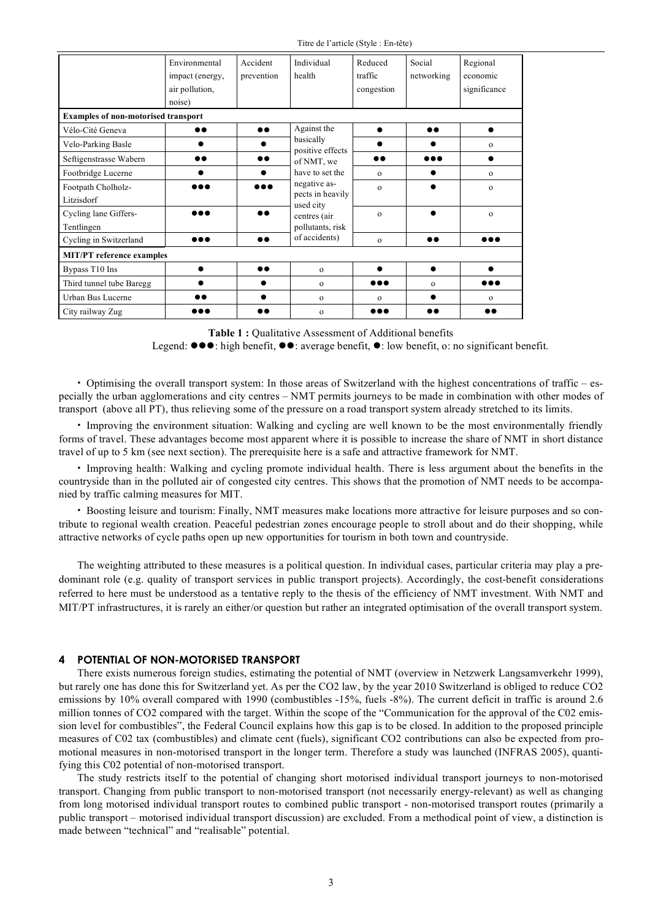| | Environmental impact (energy, air pollution, noise) | Accident prevention | Individual health | Reduced traffic congestion | Social networking | Regional economic significance |
|---|---|---|---|---|---|---|
| **Examples of non-motorised transport** | | | | | | |
| Vélo-Cité Geneva | ●● | ●● | Against the basically positive effects of NMT, we have to set the negative aspects in heavily used city centres (air pollutants, risk of accidents) | ● | ●● | ● |
| Velo-Parking Basle | ● | ● | | ● | ● | o |
| Seftigenstrasse Wabern | ●● | ●● | | ●● | ●●● | ● |
| Footbridge Lucerne | ● | ● | | o | ● | o |
| Footpath Cholholz-Litzisdorf | ●●● | ●●● | | o | ● | o |
| Cycling lane Giffers-Tentlingen | ●●● | ●● | | o | ● | o |
| Cycling in Switzerland | ●●● | ●● | | o | ●● | ●●● |
| **MIT/PT reference examples** | | | | | | |
| Bypass T10 Ins | ● | ●● | o | ● | ● | ● |
| Third tunnel tube Baregg | ● | ● | o | ●●● | o | ●●● |
| Urban Bus Lucerne | ●● | ● | o | o | ● | o |
| City railway Zug | ●●● | ●● | o | ●●● | ●● | ●● |

**Table 1 :** Qualitative Assessment of Additional benefits

Legend: ●●●: high benefit, ●●: average benefit, ●: low benefit, o: no significant benefit.

- Optimising the overall transport system: In those areas of Switzerland with the highest concentrations of traffic – especially the urban agglomerations and city centres – NMT permits journeys to be made in combination with other modes of transport (above all PT), thus relieving some of the pressure on a road transport system already stretched to its limits.
- Improving the environment situation: Walking and cycling are well known to be the most environmentally friendly forms of travel. These advantages become most apparent where it is possible to increase the share of NMT in short distance travel of up to 5 km (see next section). The prerequisite here is a safe and attractive framework for NMT.
- Improving health: Walking and cycling promote individual health. There is less argument about the benefits in the countryside than in the polluted air of congested city centres. This shows that the promotion of NMT needs to be accompanied by traffic calming measures for MIT.
- Boosting leisure and tourism: Finally, NMT measures make locations more attractive for leisure purposes and so contribute to regional wealth creation. Peaceful pedestrian zones encourage people to stroll about and do their shopping, while attractive networks of cycle paths open up new opportunities for tourism in both town and countryside.

The weighting attributed to these measures is a political question. In individual cases, particular criteria may play a predominant role (e.g. quality of transport services in public transport projects). Accordingly, the cost-benefit considerations referred to here must be understood as a tentative reply to the thesis of the efficiency of NMT investment. With NMT and MIT/PT infrastructures, it is rarely an either/or question but rather an integrated optimisation of the overall transport system.

## 4 POTENTIAL OF NON-MOTORISED TRANSPORT

There exists numerous foreign studies, estimating the potential of NMT (overview in Netzwerk Langsamverkehr 1999), but rarely one has done this for Switzerland yet. As per the $CO_2$ law, by the year 2010 Switzerland is obliged to reduce $CO_2$ emissions by 10% overall compared with 1990 (combustibles -15%, fuels -8%). The current deficit in traffic is around 2.6 million tonnes of $CO_2$ compared with the target. Within the scope of the "Communication for the approval of the C02 emission level for combustibles", the Federal Council explains how this gap is to be closed. In addition to the proposed principle measures of C02 tax (combustibles) and climate cent (fuels), significant $CO_2$ contributions can also be expected from promotional measures in non-motorised transport in the longer term. Therefore a study was launched (INFRAS 2005), quantifying this C02 potential of non-motorised transport.

The study restricts itself to the potential of changing short motorised individual transport journeys to non-motorised transport. Changing from public transport to non-motorised transport (not necessarily energy-relevant) as well as changing from long motorised individual transport routes to combined public transport - non-motorised transport routes (primarily a public transport – motorised individual transport discussion) are excluded. From a methodical point of view, a distinction is made between "technical" and "realisable" potential.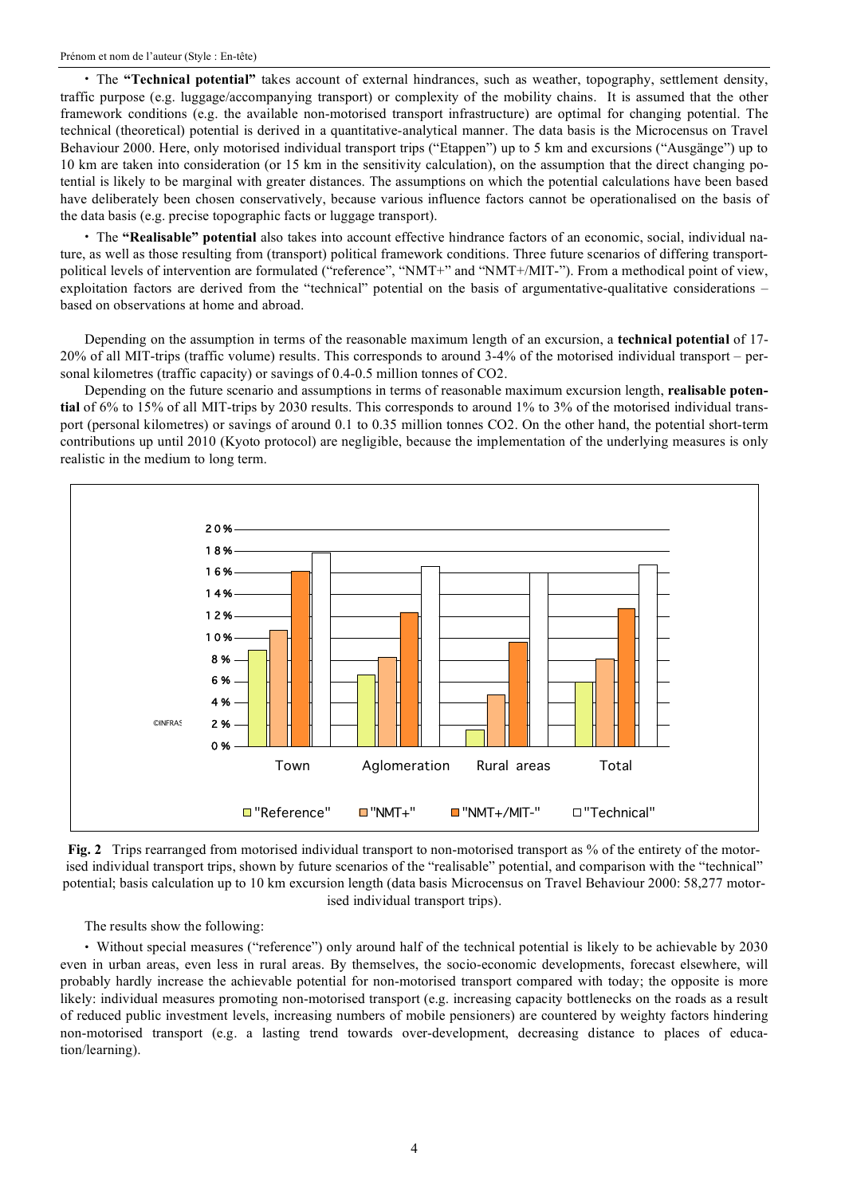• The **"Technical potential"** takes account of external hindrances, such as weather, topography, settlement density, traffic purpose (e.g. luggage/accompanying transport) or complexity of the mobility chains. It is assumed that the other framework conditions (e.g. the available non-motorised transport infrastructure) are optimal for changing potential. The technical (theoretical) potential is derived in a quantitative-analytical manner. The data basis is the Microcensus on Travel Behaviour 2000. Here, only motorised individual transport trips ("Etappen") up to 5 km and excursions ("Ausgänge") up to 10 km are taken into consideration (or 15 km in the sensitivity calculation), on the assumption that the direct changing potential is likely to be marginal with greater distances. The assumptions on which the potential calculations have been based have deliberately been chosen conservatively, because various influence factors cannot be operationalised on the basis of the data basis (e.g. precise topographic facts or luggage transport).

• The **"Realisable" potential** also takes into account effective hindrance factors of an economic, social, individual nature, as well as those resulting from (transport) political framework conditions. Three future scenarios of differing transport-political levels of intervention are formulated ("reference", "NMT+" and "NMT+/MIT-"). From a methodical point of view, exploitation factors are derived from the "technical" potential on the basis of argumentative-qualitative considerations – based on observations at home and abroad.

Depending on the assumption in terms of the reasonable maximum length of an excursion, a **technical potential** of 17-20% of all MIT-trips (traffic volume) results. This corresponds to around 3-4% of the motorised individual transport – personal kilometres (traffic capacity) or savings of 0.4-0.5 million tonnes of $CO_2$.

Depending on the future scenario and assumptions in terms of reasonable maximum excursion length, **realisable potential** of 6% to 15% of all MIT-trips by 2030 results. This corresponds to around 1% to 3% of the motorised individual transport (personal kilometres) or savings of around 0.1 to 0.35 million tonnes $CO_2$. On the other hand, the potential short-term contributions up until 2010 (Kyoto protocol) are negligible, because the implementation of the underlying measures is only realistic in the medium to long term.

**Fig. 2** Trips rearranged from motorised individual transport to non-motorised transport as % of the entirety of the motorised individual transport trips, shown by future scenarios of the "realisable" potential, and comparison with the "technical" potential; basis calculation up to 10 km excursion length (data basis Microcensus on Travel Behaviour 2000: 58,277 motorised individual transport trips).

The results show the following:

• Without special measures ("reference") only around half of the technical potential is likely to be achievable by 2030 even in urban areas, even less in rural areas. By themselves, the socio-economic developments, forecast elsewhere, will probably hardly increase the achievable potential for non-motorised transport compared with today; the opposite is more likely: individual measures promoting non-motorised transport (e.g. increasing capacity bottlenecks on the roads as a result of reduced public investment levels, increasing numbers of mobile pensioners) are countered by weighty factors hindering non-motorised transport (e.g. a lasting trend towards over-development, decreasing distance to places of education/learning).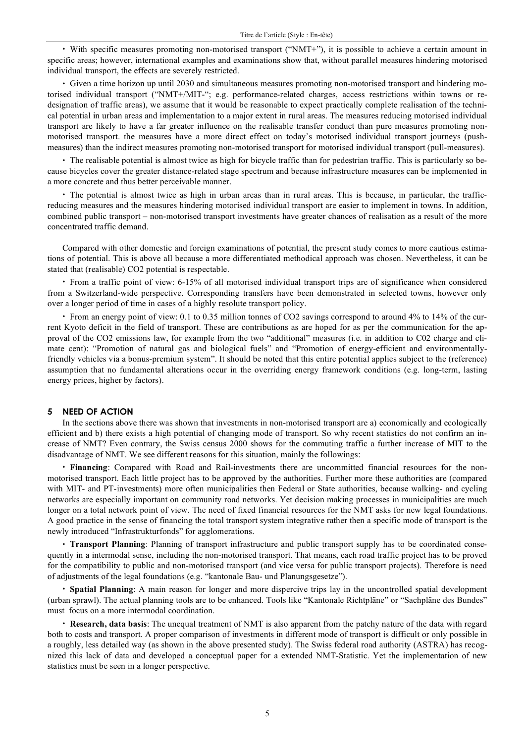- With specific measures promoting non-motorised transport ("NMT+"), it is possible to achieve a certain amount in specific areas; however, international examples and examinations show that, without parallel measures hindering motorised individual transport, the effects are severely restricted.

- Given a time horizon up until 2030 and simultaneous measures promoting non-motorised transport and hindering motorised individual transport ("NMT+/MIT-"; e.g. performance-related charges, access restrictions within towns or redesignation of traffic areas), we assume that it would be reasonable to expect practically complete realisation of the technical potential in urban areas and implementation to a major extent in rural areas. The measures reducing motorised individual transport are likely to have a far greater influence on the realisable transfer conduct than pure measures promoting non-motorised transport. the measures have a more direct effect on today's motorised individual transport journeys (push-measures) than the indirect measures promoting non-motorised transport for motorised individual transport (pull-measures).

- The realisable potential is almost twice as high for bicycle traffic than for pedestrian traffic. This is particularly so because bicycles cover the greater distance-related stage spectrum and because infrastructure measures can be implemented in a more concrete and thus better perceivable manner.

- The potential is almost twice as high in urban areas than in rural areas. This is because, in particular, the traffic-reducing measures and the measures hindering motorised individual transport are easier to implement in towns. In addition, combined public transport – non-motorised transport investments have greater chances of realisation as a result of the more concentrated traffic demand.

Compared with other domestic and foreign examinations of potential, the present study comes to more cautious estimations of potential. This is above all because a more differentiated methodical approach was chosen. Nevertheless, it can be stated that (realisable) $CO_2$ potential is respectable.

- From a traffic point of view: 6-15% of all motorised individual transport trips are of significance when considered from a Switzerland-wide perspective. Corresponding transfers have been demonstrated in selected towns, however only over a longer period of time in cases of a highly resolute transport policy.

- From an energy point of view: 0.1 to 0.35 million tonnes of $CO_2$ savings correspond to around 4% to 14% of the current Kyoto deficit in the field of transport. These are contributions as are hoped for as per the communication for the approval of the $CO_2$ emissions law, for example from the two "additional" measures (i.e. in addition to C02 charge and climate cent): "Promotion of natural gas and biological fuels" and "Promotion of energy-efficient and environmentally-friendly vehicles via a bonus-premium system". It should be noted that this entire potential applies subject to the (reference) assumption that no fundamental alterations occur in the overriding energy framework conditions (e.g. long-term, lasting energy prices, higher by factors).

## 5 NEED OF ACTION

In the sections above there was shown that investments in non-motorised transport are a) economically and ecologically efficient and b) there exists a high potential of changing mode of transport. So why recent statistics do not confirm an increase of NMT? Even contrary, the Swiss census 2000 shows for the commuting traffic a further increase of MIT to the disadvantage of NMT. We see different reasons for this situation, mainly the followings:

- **Financing**: Compared with Road and Rail-investments there are uncommitted financial resources for the non-motorised transport. Each little project has to be approved by the authorities. Further more these authorities are (compared with MIT- and PT-investments) more often municipalities then Federal or State authorities, because walking- and cycling networks are especially important on community road networks. Yet decision making processes in municipalities are much longer on a total network point of view. The need of fixed financial resources for the NMT asks for new legal foundations. A good practice in the sense of financing the total transport system integrative rather then a specific mode of transport is the newly introduced "Infrastrukturfonds" for agglomerations.

- **Transport Planning**: Planning of transport infrastructure and public transport supply has to be coordinated consequently in a intermodal sense, including the non-motorised transport. That means, each road traffic project has to be proved for the compatibility to public and non-motorised transport (and vice versa for public transport projects). Therefore is need of adjustments of the legal foundations (e.g. "kantonale Bau- und Planungsgesetze").

- **Spatial Planning**: A main reason for longer and more dispercive trips lay in the uncontrolled spatial development (urban sprawl). The actual planning tools are to be enhanced. Tools like "Kantonale Richtpläne" or "Sachpläne des Bundes" must focus on a more intermodal coordination.

- **Research, data basis**: The unequal treatment of NMT is also apparent from the patchy nature of the data with regard both to costs and transport. A proper comparison of investments in different mode of transport is difficult or only possible in a roughly, less detailed way (as shown in the above presented study). The Swiss federal road authority (ASTRA) has recognized this lack of data and developed a conceptual paper for a extended NMT-Statistic. Yet the implementation of new statistics must be seen in a longer perspective.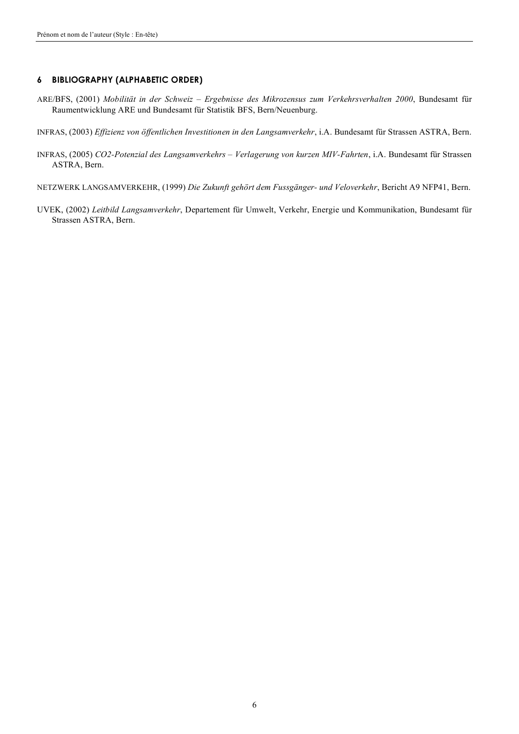## 6 BIBLIOGRAPHY (ALPHABETIC ORDER)

ARE/BFS, (2001) *Mobilität in der Schweiz – Ergebnisse des Mikrozensus zum Verkehrsverhalten 2000*, Bundesamt für Raumentwicklung ARE und Bundesamt für Statistik BFS, Bern/Neuenburg.

INFRAS, (2003) *Effizienz von öffentlichen Investitionen in den Langsamverkehr*, i.A. Bundesamt für Strassen ASTRA, Bern.

INFRAS, (2005) *CO2-Potenzial des Langsamverkehrs – Verlagerung von kurzen MIV-Fahrten*, i.A. Bundesamt für Strassen ASTRA, Bern.

NETZWERK LANGSAMVERKEHR, (1999) *Die Zukunft gehört dem Fussgänger- und Veloverkehr*, Bericht A9 NFP41, Bern.

UVEK, (2002) *Leitbild Langsamverkehr*, Departement für Umwelt, Verkehr, Energie und Kommunikation, Bundesamt für Strassen ASTRA, Bern.